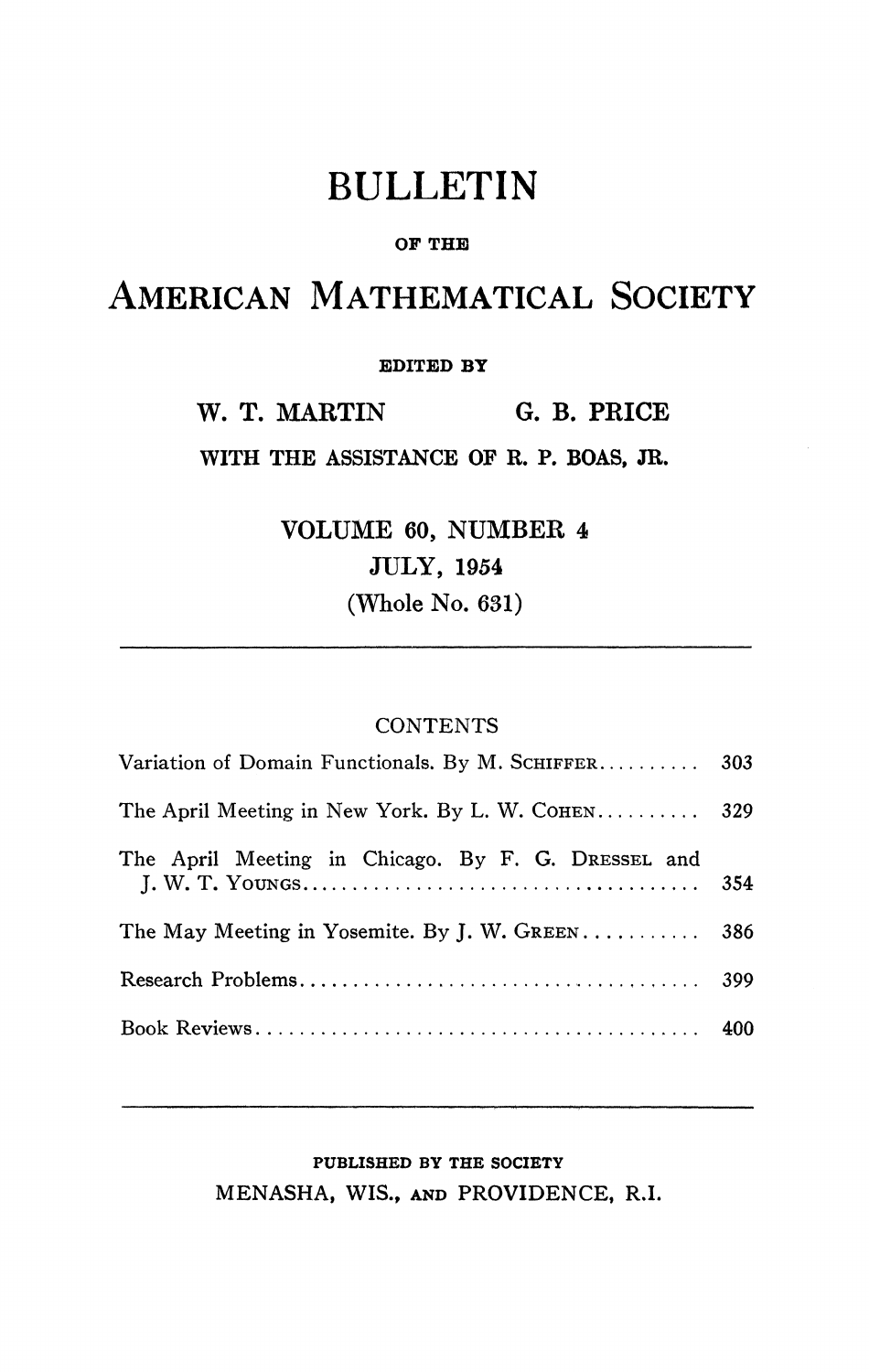# BULLETIN

OF THE

# AMERICAN MATHEMATICAL SOCIETY

EDITED BY

W. T. MARTIN G. B. PRICE

WITH THE ASSISTANCE OF R. P. BOAS, JR.

VOLUME 60, NUMBER 4

JULY, 1954

(Whole No. 631)

---

## CONTENTS

| | |
|---|---|
| Variation of Domain Functionals. By M. SCHIFFER | 303 |
| The April Meeting in New York. By L. W. COHEN | 329 |
| The April Meeting in Chicago. By F. G. DRESSEL and J. W. T. YOUNGS | 354 |
| The May Meeting in Yosemite. By J. W. GREEN | 386 |
| Research Problems | 399 |
| Book Reviews | 400 |

---

PUBLISHED BY THE SOCIETY

MENASHA, WIS., AND PROVIDENCE, R.I.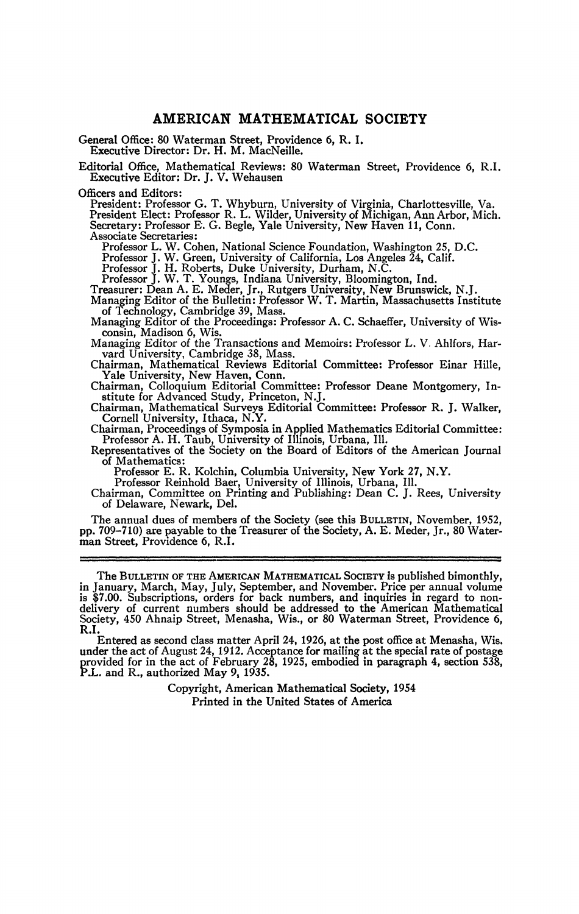## AMERICAN MATHEMATICAL SOCIETY

General Office: 80 Waterman Street, Providence 6, R. I.
Executive Director: Dr. H. M. MacNeille.

Editorial Office, Mathematical Reviews: 80 Waterman Street, Providence 6, R.I.
Executive Editor: Dr. J. V. Wehausen

Officers and Editors:

President: Professor G. T. Whyburn, University of Virginia, Charlottesville, Va.
President Elect: Professor R. L. Wilder, University of Michigan, Ann Arbor, Mich.
Secretary: Professor E. G. Begle, Yale University, New Haven 11, Conn.
Associate Secretaries:
Professor L. W. Cohen, National Science Foundation, Washington 25, D.C.
Professor J. W. Green, University of California, Los Angeles 24, Calif.
Professor J. H. Roberts, Duke University, Durham, N.C.
Professor J. W. T. Youngs, Indiana University, Bloomington, Ind.
Treasurer: Dean A. E. Meder, Jr., Rutgers University, New Brunswick, N.J.
Managing Editor of the Bulletin: Professor W. T. Martin, Massachusetts Institute of Technology, Cambridge 39, Mass.
Managing Editor of the Proceedings: Professor A. C. Schaeffer, University of Wisconsin, Madison 6, Wis.
Managing Editor of the Transactions and Memoirs: Professor L. V. Ahlfors, Harvard University, Cambridge 38, Mass.
Chairman, Mathematical Reviews Editorial Committee: Professor Einar Hille, Yale University, New Haven, Conn.
Chairman, Colloquium Editorial Committee: Professor Deane Montgomery, Institute for Advanced Study, Princeton, N.J.
Chairman, Mathematical Surveys Editorial Committee: Professor R. J. Walker, Cornell University, Ithaca, N.Y.
Chairman, Proceedings of Symposia in Applied Mathematics Editorial Committee: Professor A. H. Taub, University of Illinois, Urbana, Ill.
Representatives of the Society on the Board of Editors of the American Journal of Mathematics:
Professor E. R. Kolchin, Columbia University, New York 27, N.Y.
Professor Reinhold Baer, University of Illinois, Urbana, Ill.
Chairman, Committee on Printing and Publishing: Dean C. J. Rees, University of Delaware, Newark, Del.

The annual dues of members of the Society (see this BULLETIN, November, 1952, pp. 709–710) are payable to the Treasurer of the Society, A. E. Meder, Jr., 80 Waterman Street, Providence 6, R.I.

---

The BULLETIN OF THE AMERICAN MATHEMATICAL SOCIETY is published bimonthly, in January, March, May, July, September, and November. Price per annual volume is $7.00. Subscriptions, orders for back numbers, and inquiries in regard to non-delivery of current numbers should be addressed to the American Mathematical Society, 450 Ahnaip Street, Menasha, Wis., or 80 Waterman Street, Providence 6, R.I.

Entered as second class matter April 24, 1926, at the post office at Menasha, Wis. under the act of August 24, 1912. Acceptance for mailing at the special rate of postage provided for in the act of February 28, 1925, embodied in paragraph 4, section 538, P.L. and R., authorized May 9, 1935.

Copyright, American Mathematical Society, 1954
Printed in the United States of America